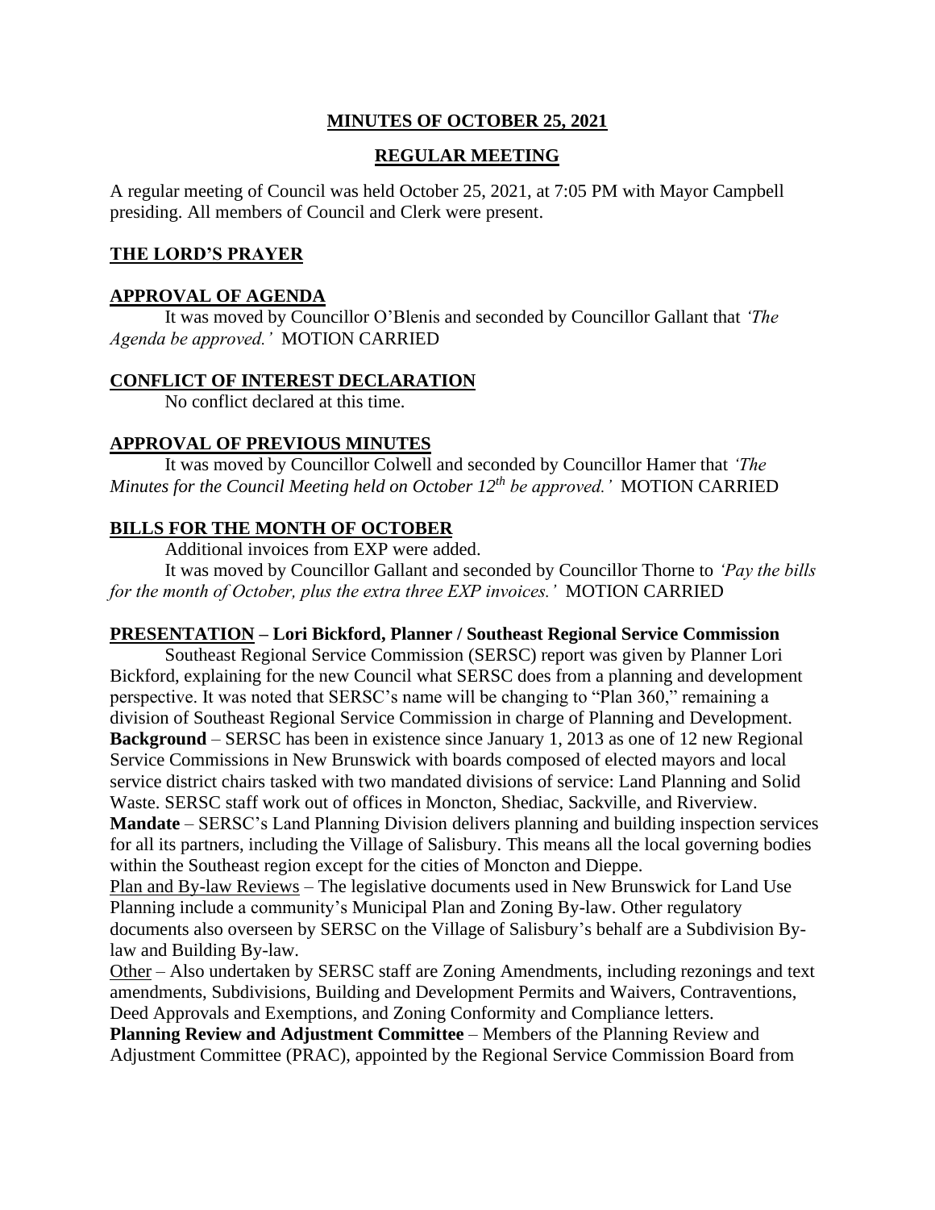# MINUTES OF OCTOBER 25, 2021

## REGULAR MEETING

A regular meeting of Council was held October 25, 2021, at 7:05 PM with Mayor Campbell presiding. All members of Council and Clerk were present.

### THE LORD'S PRAYER

### APPROVAL OF AGENDA

It was moved by Councillor O'Blenis and seconded by Councillor Gallant that *'The Agenda be approved.'* MOTION CARRIED

### CONFLICT OF INTEREST DECLARATION

No conflict declared at this time.

### APPROVAL OF PREVIOUS MINUTES

It was moved by Councillor Colwell and seconded by Councillor Hamer that *'The Minutes for the Council Meeting held on October 12th be approved.'* MOTION CARRIED

### BILLS FOR THE MONTH OF OCTOBER

Additional invoices from EXP were added.

It was moved by Councillor Gallant and seconded by Councillor Thorne to *'Pay the bills for the month of October, plus the extra three EXP invoices.'* MOTION CARRIED

### PRESENTATION – Lori Bickford, Planner / Southeast Regional Service Commission

Southeast Regional Service Commission (SERSC) report was given by Planner Lori Bickford, explaining for the new Council what SERSC does from a planning and development perspective. It was noted that SERSC's name will be changing to "Plan 360," remaining a division of Southeast Regional Service Commission in charge of Planning and Development.

**Background** – SERSC has been in existence since January 1, 2013 as one of 12 new Regional Service Commissions in New Brunswick with boards composed of elected mayors and local service district chairs tasked with two mandated divisions of service: Land Planning and Solid Waste. SERSC staff work out of offices in Moncton, Shediac, Sackville, and Riverview.

**Mandate** – SERSC's Land Planning Division delivers planning and building inspection services for all its partners, including the Village of Salisbury. This means all the local governing bodies within the Southeast region except for the cities of Moncton and Dieppe.

Plan and By-law Reviews – The legislative documents used in New Brunswick for Land Use Planning include a community's Municipal Plan and Zoning By-law. Other regulatory documents also overseen by SERSC on the Village of Salisbury's behalf are a Subdivision By-law and Building By-law.

Other – Also undertaken by SERSC staff are Zoning Amendments, including rezonings and text amendments, Subdivisions, Building and Development Permits and Waivers, Contraventions, Deed Approvals and Exemptions, and Zoning Conformity and Compliance letters.

**Planning Review and Adjustment Committee** – Members of the Planning Review and Adjustment Committee (PRAC), appointed by the Regional Service Commission Board from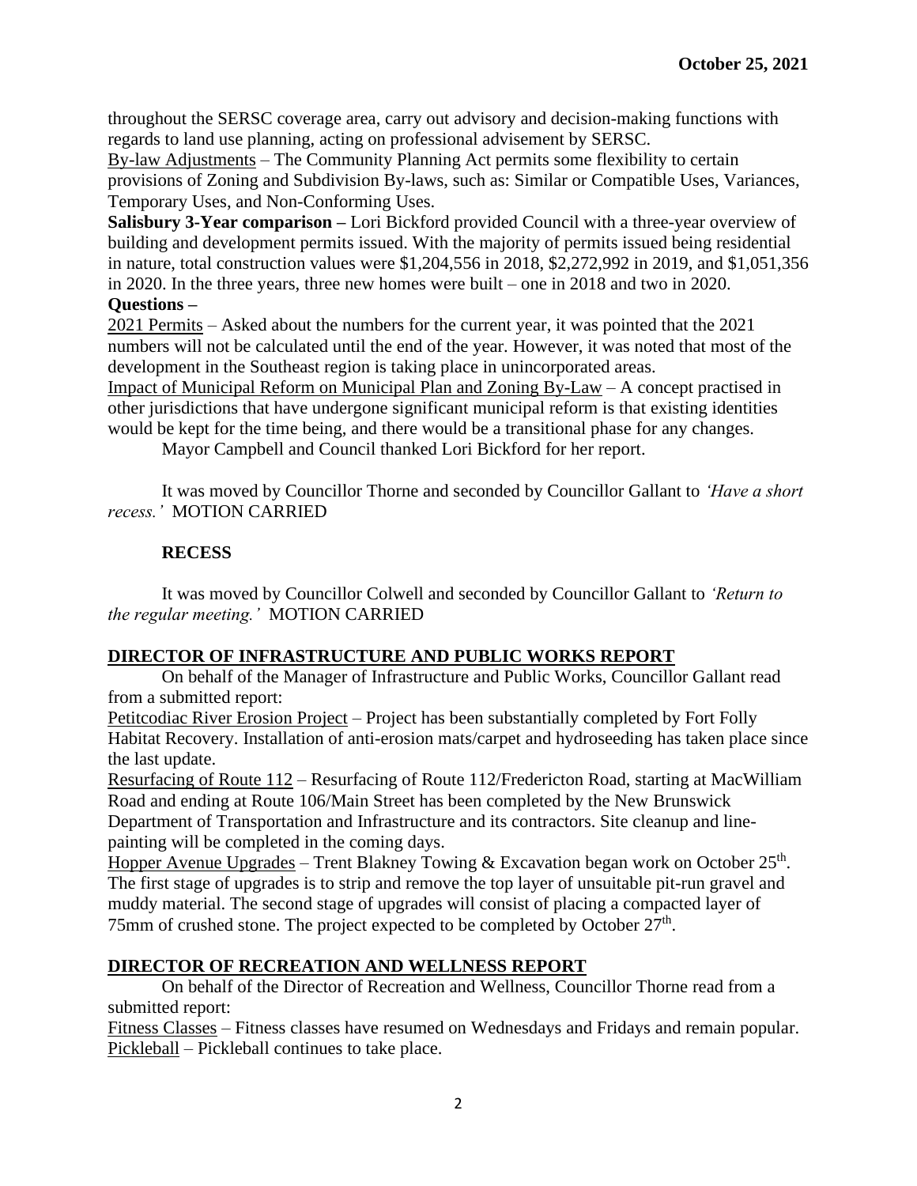throughout the SERSC coverage area, carry out advisory and decision-making functions with regards to land use planning, acting on professional advisement by SERSC.

By-law Adjustments – The Community Planning Act permits some flexibility to certain provisions of Zoning and Subdivision By-laws, such as: Similar or Compatible Uses, Variances, Temporary Uses, and Non-Conforming Uses.

**Salisbury 3-Year comparison –** Lori Bickford provided Council with a three-year overview of building and development permits issued. With the majority of permits issued being residential in nature, total construction values were $1,204,556 in 2018, $2,272,992 in 2019, and $1,051,356 in 2020. In the three years, three new homes were built – one in 2018 and two in 2020.

**Questions –**

2021 Permits – Asked about the numbers for the current year, it was pointed that the 2021 numbers will not be calculated until the end of the year. However, it was noted that most of the development in the Southeast region is taking place in unincorporated areas.

Impact of Municipal Reform on Municipal Plan and Zoning By-Law – A concept practised in other jurisdictions that have undergone significant municipal reform is that existing identities would be kept for the time being, and there would be a transitional phase for any changes.

Mayor Campbell and Council thanked Lori Bickford for her report.

It was moved by Councillor Thorne and seconded by Councillor Gallant to *'Have a short recess.'* MOTION CARRIED

**RECESS**

It was moved by Councillor Colwell and seconded by Councillor Gallant to *'Return to the regular meeting.'* MOTION CARRIED

## DIRECTOR OF INFRASTRUCTURE AND PUBLIC WORKS REPORT

On behalf of the Manager of Infrastructure and Public Works, Councillor Gallant read from a submitted report:

Petitcodiac River Erosion Project – Project has been substantially completed by Fort Folly Habitat Recovery. Installation of anti-erosion mats/carpet and hydroseeding has taken place since the last update.

Resurfacing of Route 112 – Resurfacing of Route 112/Fredericton Road, starting at MacWilliam Road and ending at Route 106/Main Street has been completed by the New Brunswick Department of Transportation and Infrastructure and its contractors. Site cleanup and line-painting will be completed in the coming days.

Hopper Avenue Upgrades – Trent Blakney Towing & Excavation began work on October 25th. The first stage of upgrades is to strip and remove the top layer of unsuitable pit-run gravel and muddy material. The second stage of upgrades will consist of placing a compacted layer of 75mm of crushed stone. The project expected to be completed by October 27th.

## DIRECTOR OF RECREATION AND WELLNESS REPORT

On behalf of the Director of Recreation and Wellness, Councillor Thorne read from a submitted report:

Fitness Classes – Fitness classes have resumed on Wednesdays and Fridays and remain popular.

Pickleball – Pickleball continues to take place.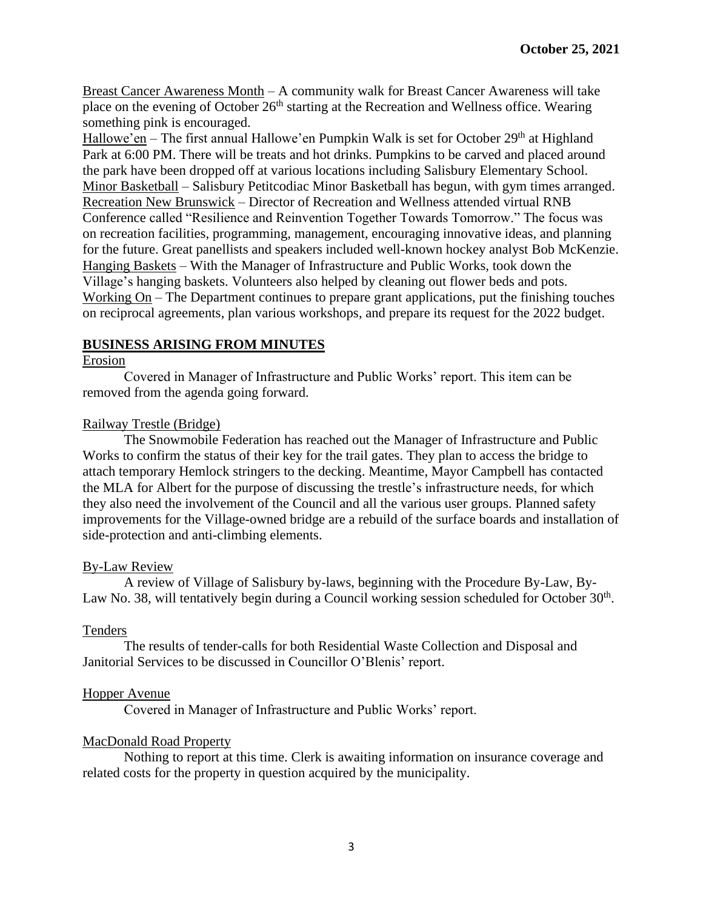**October 25, 2021**

Breast Cancer Awareness Month – A community walk for Breast Cancer Awareness will take place on the evening of October 26th starting at the Recreation and Wellness office. Wearing something pink is encouraged.

Hallowe'en – The first annual Hallowe'en Pumpkin Walk is set for October 29th at Highland Park at 6:00 PM. There will be treats and hot drinks. Pumpkins to be carved and placed around the park have been dropped off at various locations including Salisbury Elementary School.

Minor Basketball – Salisbury Petitcodiac Minor Basketball has begun, with gym times arranged.

Recreation New Brunswick – Director of Recreation and Wellness attended virtual RNB Conference called "Resilience and Reinvention Together Towards Tomorrow." The focus was on recreation facilities, programming, management, encouraging innovative ideas, and planning for the future. Great panellists and speakers included well-known hockey analyst Bob McKenzie.

Hanging Baskets – With the Manager of Infrastructure and Public Works, took down the Village's hanging baskets. Volunteers also helped by cleaning out flower beds and pots.

Working On – The Department continues to prepare grant applications, put the finishing touches on reciprocal agreements, plan various workshops, and prepare its request for the 2022 budget.

## BUSINESS ARISING FROM MINUTES

Erosion

Covered in Manager of Infrastructure and Public Works' report. This item can be removed from the agenda going forward.

Railway Trestle (Bridge)

The Snowmobile Federation has reached out the Manager of Infrastructure and Public Works to confirm the status of their key for the trail gates. They plan to access the bridge to attach temporary Hemlock stringers to the decking. Meantime, Mayor Campbell has contacted the MLA for Albert for the purpose of discussing the trestle's infrastructure needs, for which they also need the involvement of the Council and all the various user groups. Planned safety improvements for the Village-owned bridge are a rebuild of the surface boards and installation of side-protection and anti-climbing elements.

By-Law Review

A review of Village of Salisbury by-laws, beginning with the Procedure By-Law, By-Law No. 38, will tentatively begin during a Council working session scheduled for October 30th.

Tenders

The results of tender-calls for both Residential Waste Collection and Disposal and Janitorial Services to be discussed in Councillor O'Blenis' report.

Hopper Avenue

Covered in Manager of Infrastructure and Public Works' report.

MacDonald Road Property

Nothing to report at this time. Clerk is awaiting information on insurance coverage and related costs for the property in question acquired by the municipality.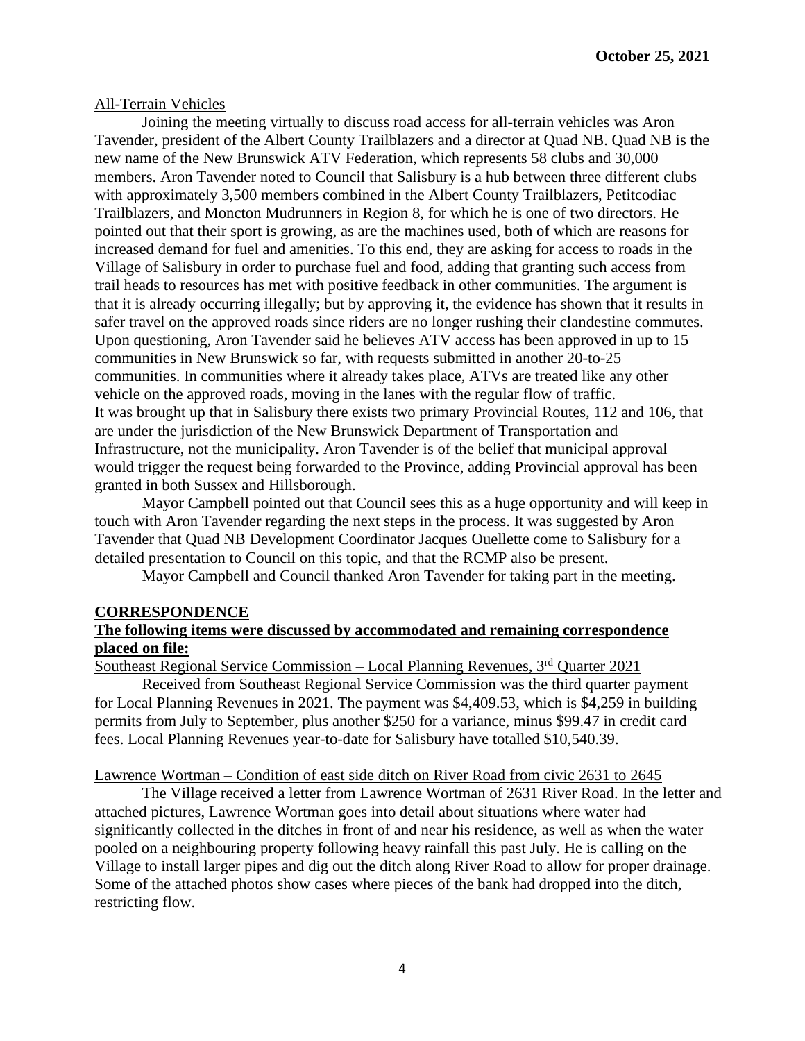All-Terrain Vehicles

Joining the meeting virtually to discuss road access for all-terrain vehicles was Aron Tavender, president of the Albert County Trailblazers and a director at Quad NB. Quad NB is the new name of the New Brunswick ATV Federation, which represents 58 clubs and 30,000 members. Aron Tavender noted to Council that Salisbury is a hub between three different clubs with approximately 3,500 members combined in the Albert County Trailblazers, Petitcodiac Trailblazers, and Moncton Mudrunners in Region 8, for which he is one of two directors. He pointed out that their sport is growing, as are the machines used, both of which are reasons for increased demand for fuel and amenities. To this end, they are asking for access to roads in the Village of Salisbury in order to purchase fuel and food, adding that granting such access from trail heads to resources has met with positive feedback in other communities. The argument is that it is already occurring illegally; but by approving it, the evidence has shown that it results in safer travel on the approved roads since riders are no longer rushing their clandestine commutes. Upon questioning, Aron Tavender said he believes ATV access has been approved in up to 15 communities in New Brunswick so far, with requests submitted in another 20-to-25 communities. In communities where it already takes place, ATVs are treated like any other vehicle on the approved roads, moving in the lanes with the regular flow of traffic. It was brought up that in Salisbury there exists two primary Provincial Routes, 112 and 106, that are under the jurisdiction of the New Brunswick Department of Transportation and Infrastructure, not the municipality. Aron Tavender is of the belief that municipal approval would trigger the request being forwarded to the Province, adding Provincial approval has been granted in both Sussex and Hillsborough.

Mayor Campbell pointed out that Council sees this as a huge opportunity and will keep in touch with Aron Tavender regarding the next steps in the process. It was suggested by Aron Tavender that Quad NB Development Coordinator Jacques Ouellette come to Salisbury for a detailed presentation to Council on this topic, and that the RCMP also be present.

Mayor Campbell and Council thanked Aron Tavender for taking part in the meeting.

**CORRESPONDENCE**

**The following items were discussed by accommodated and remaining correspondence placed on file:**

Southeast Regional Service Commission – Local Planning Revenues, 3rd Quarter 2021

Received from Southeast Regional Service Commission was the third quarter payment for Local Planning Revenues in 2021. The payment was $4,409.53, which is $4,259 in building permits from July to September, plus another $250 for a variance, minus $99.47 in credit card fees. Local Planning Revenues year-to-date for Salisbury have totalled $10,540.39.

Lawrence Wortman – Condition of east side ditch on River Road from civic 2631 to 2645

The Village received a letter from Lawrence Wortman of 2631 River Road. In the letter and attached pictures, Lawrence Wortman goes into detail about situations where water had significantly collected in the ditches in front of and near his residence, as well as when the water pooled on a neighbouring property following heavy rainfall this past July. He is calling on the Village to install larger pipes and dig out the ditch along River Road to allow for proper drainage. Some of the attached photos show cases where pieces of the bank had dropped into the ditch, restricting flow.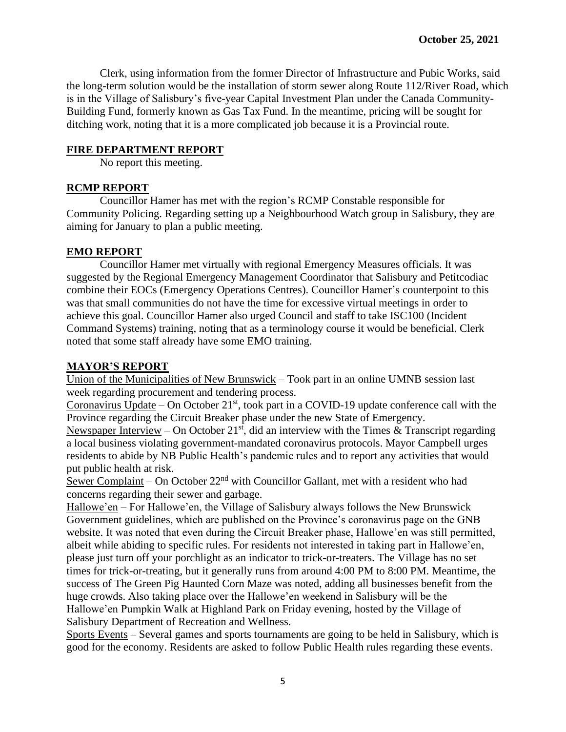Clerk, using information from the former Director of Infrastructure and Pubic Works, said the long-term solution would be the installation of storm sewer along Route 112/River Road, which is in the Village of Salisbury's five-year Capital Investment Plan under the Canada Community-Building Fund, formerly known as Gas Tax Fund. In the meantime, pricing will be sought for ditching work, noting that it is a more complicated job because it is a Provincial route.

## FIRE DEPARTMENT REPORT

No report this meeting.

## RCMP REPORT

Councillor Hamer has met with the region's RCMP Constable responsible for Community Policing. Regarding setting up a Neighbourhood Watch group in Salisbury, they are aiming for January to plan a public meeting.

## EMO REPORT

Councillor Hamer met virtually with regional Emergency Measures officials. It was suggested by the Regional Emergency Management Coordinator that Salisbury and Petitcodiac combine their EOCs (Emergency Operations Centres). Councillor Hamer's counterpoint to this was that small communities do not have the time for excessive virtual meetings in order to achieve this goal. Councillor Hamer also urged Council and staff to take ISC100 (Incident Command Systems) training, noting that as a terminology course it would be beneficial. Clerk noted that some staff already have some EMO training.

## MAYOR'S REPORT

Union of the Municipalities of New Brunswick – Took part in an online UMNB session last week regarding procurement and tendering process.

Coronavirus Update – On October 21st, took part in a COVID-19 update conference call with the Province regarding the Circuit Breaker phase under the new State of Emergency.

Newspaper Interview – On October 21st, did an interview with the Times & Transcript regarding a local business violating government-mandated coronavirus protocols. Mayor Campbell urges residents to abide by NB Public Health's pandemic rules and to report any activities that would put public health at risk.

Sewer Complaint – On October 22nd with Councillor Gallant, met with a resident who had concerns regarding their sewer and garbage.

Hallowe'en – For Hallowe'en, the Village of Salisbury always follows the New Brunswick Government guidelines, which are published on the Province's coronavirus page on the GNB website. It was noted that even during the Circuit Breaker phase, Hallowe'en was still permitted, albeit while abiding to specific rules. For residents not interested in taking part in Hallowe'en, please just turn off your porchlight as an indicator to trick-or-treaters. The Village has no set times for trick-or-treating, but it generally runs from around 4:00 PM to 8:00 PM. Meantime, the success of The Green Pig Haunted Corn Maze was noted, adding all businesses benefit from the huge crowds. Also taking place over the Hallowe'en weekend in Salisbury will be the Hallowe'en Pumpkin Walk at Highland Park on Friday evening, hosted by the Village of Salisbury Department of Recreation and Wellness.

Sports Events – Several games and sports tournaments are going to be held in Salisbury, which is good for the economy. Residents are asked to follow Public Health rules regarding these events.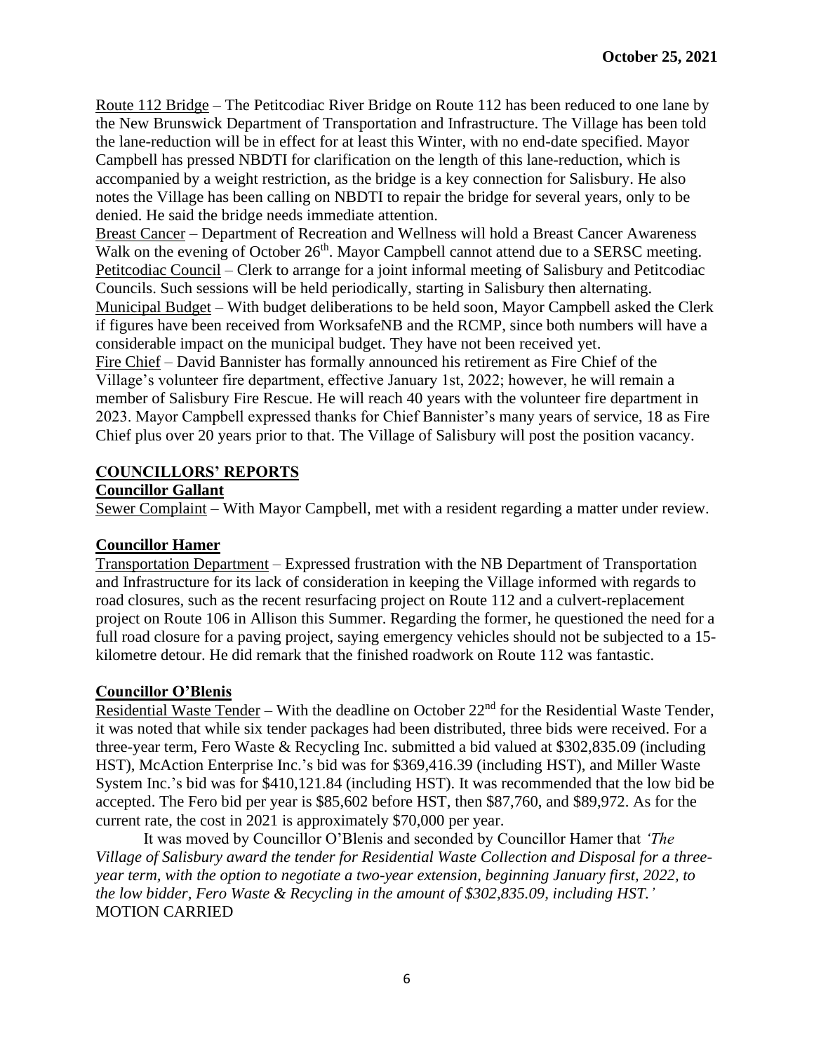**October 25, 2021**

Route 112 Bridge – The Petitcodiac River Bridge on Route 112 has been reduced to one lane by the New Brunswick Department of Transportation and Infrastructure. The Village has been told the lane-reduction will be in effect for at least this Winter, with no end-date specified. Mayor Campbell has pressed NBDTI for clarification on the length of this lane-reduction, which is accompanied by a weight restriction, as the bridge is a key connection for Salisbury. He also notes the Village has been calling on NBDTI to repair the bridge for several years, only to be denied. He said the bridge needs immediate attention.

Breast Cancer – Department of Recreation and Wellness will hold a Breast Cancer Awareness Walk on the evening of October 26th. Mayor Campbell cannot attend due to a SERSC meeting.

Petitcodiac Council – Clerk to arrange for a joint informal meeting of Salisbury and Petitcodiac Councils. Such sessions will be held periodically, starting in Salisbury then alternating.

Municipal Budget – With budget deliberations to be held soon, Mayor Campbell asked the Clerk if figures have been received from WorksafeNB and the RCMP, since both numbers will have a considerable impact on the municipal budget. They have not been received yet.

Fire Chief – David Bannister has formally announced his retirement as Fire Chief of the Village's volunteer fire department, effective January 1st, 2022; however, he will remain a member of Salisbury Fire Rescue. He will reach 40 years with the volunteer fire department in 2023. Mayor Campbell expressed thanks for Chief Bannister's many years of service, 18 as Fire Chief plus over 20 years prior to that. The Village of Salisbury will post the position vacancy.

## COUNCILLORS' REPORTS

### Councillor Gallant

Sewer Complaint – With Mayor Campbell, met with a resident regarding a matter under review.

### Councillor Hamer

Transportation Department – Expressed frustration with the NB Department of Transportation and Infrastructure for its lack of consideration in keeping the Village informed with regards to road closures, such as the recent resurfacing project on Route 112 and a culvert-replacement project on Route 106 in Allison this Summer. Regarding the former, he questioned the need for a full road closure for a paving project, saying emergency vehicles should not be subjected to a 15-kilometre detour. He did remark that the finished roadwork on Route 112 was fantastic.

### Councillor O'Blenis

Residential Waste Tender – With the deadline on October 22nd for the Residential Waste Tender, it was noted that while six tender packages had been distributed, three bids were received. For a three-year term, Fero Waste & Recycling Inc. submitted a bid valued at $302,835.09 (including HST), McAction Enterprise Inc.'s bid was for $369,416.39 (including HST), and Miller Waste System Inc.'s bid was for $410,121.84 (including HST). It was recommended that the low bid be accepted. The Fero bid per year is $85,602 before HST, then $87,760, and $89,972. As for the current rate, the cost in 2021 is approximately $70,000 per year.

It was moved by Councillor O'Blenis and seconded by Councillor Hamer that *'The Village of Salisbury award the tender for Residential Waste Collection and Disposal for a three-year term, with the option to negotiate a two-year extension, beginning January first, 2022, to the low bidder, Fero Waste & Recycling in the amount of $302,835.09, including HST.'*
MOTION CARRIED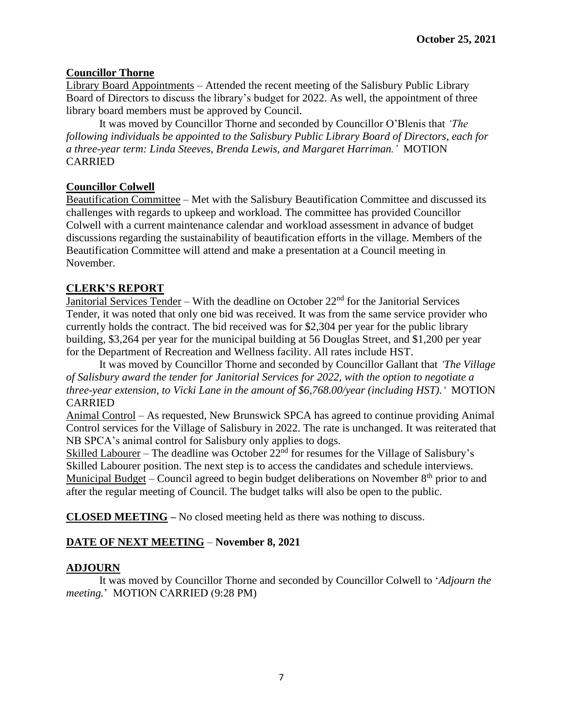**October 25, 2021**

**Councillor Thorne**

Library Board Appointments – Attended the recent meeting of the Salisbury Public Library Board of Directors to discuss the library's budget for 2022. As well, the appointment of three library board members must be approved by Council.

It was moved by Councillor Thorne and seconded by Councillor O'Blenis that *'The following individuals be appointed to the Salisbury Public Library Board of Directors, each for a three-year term: Linda Steeves, Brenda Lewis, and Margaret Harriman.'* MOTION CARRIED

**Councillor Colwell**

Beautification Committee – Met with the Salisbury Beautification Committee and discussed its challenges with regards to upkeep and workload. The committee has provided Councillor Colwell with a current maintenance calendar and workload assessment in advance of budget discussions regarding the sustainability of beautification efforts in the village. Members of the Beautification Committee will attend and make a presentation at a Council meeting in November.

**CLERK'S REPORT**

Janitorial Services Tender – With the deadline on October 22nd for the Janitorial Services Tender, it was noted that only one bid was received. It was from the same service provider who currently holds the contract. The bid received was for $2,304 per year for the public library building, $3,264 per year for the municipal building at 56 Douglas Street, and $1,200 per year for the Department of Recreation and Wellness facility. All rates include HST.

It was moved by Councillor Thorne and seconded by Councillor Gallant that *'The Village of Salisbury award the tender for Janitorial Services for 2022, with the option to negotiate a three-year extension, to Vicki Lane in the amount of $6,768.00/year (including HST).'* MOTION CARRIED

Animal Control – As requested, New Brunswick SPCA has agreed to continue providing Animal Control services for the Village of Salisbury in 2022. The rate is unchanged. It was reiterated that NB SPCA's animal control for Salisbury only applies to dogs.

Skilled Labourer – The deadline was October 22nd for resumes for the Village of Salisbury's Skilled Labourer position. The next step is to access the candidates and schedule interviews.

Municipal Budget – Council agreed to begin budget deliberations on November 8th prior to and after the regular meeting of Council. The budget talks will also be open to the public.

**CLOSED MEETING –** No closed meeting held as there was nothing to discuss.

**DATE OF NEXT MEETING – November 8, 2021**

**ADJOURN**

It was moved by Councillor Thorne and seconded by Councillor Colwell to '*Adjourn the meeting.*' MOTION CARRIED (9:28 PM)